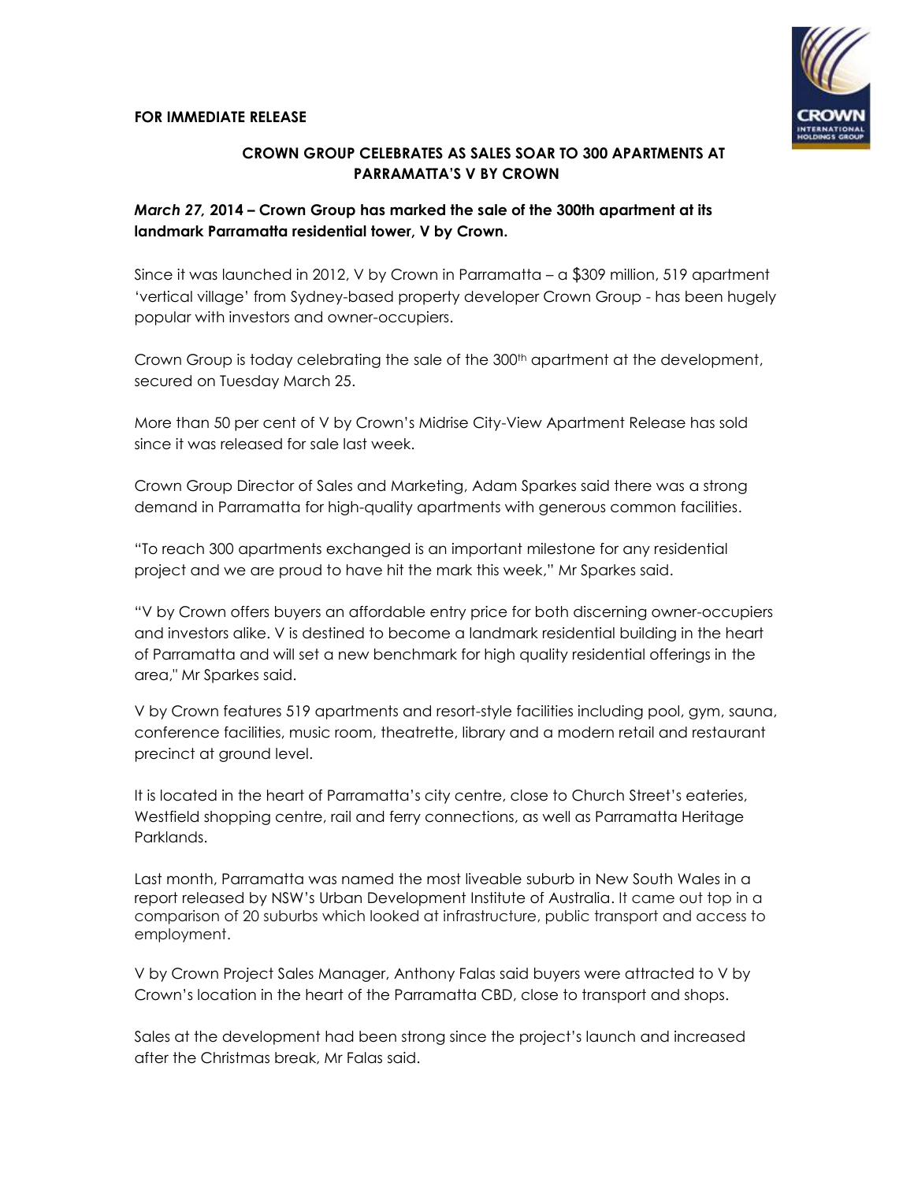**FOR IMMEDIATE RELEASE**

## CROWN GROUP CELEBRATES AS SALES SOAR TO 300 APARTMENTS AT PARRAMATTA'S V BY CROWN

***March 27,* 2014 – Crown Group has marked the sale of the 300th apartment at its landmark Parramatta residential tower, V by Crown.**

Since it was launched in 2012, V by Crown in Parramatta – a $309 million, 519 apartment 'vertical village' from Sydney-based property developer Crown Group - has been hugely popular with investors and owner-occupiers.

Crown Group is today celebrating the sale of the 300th apartment at the development, secured on Tuesday March 25.

More than 50 per cent of V by Crown's Midrise City-View Apartment Release has sold since it was released for sale last week.

Crown Group Director of Sales and Marketing, Adam Sparkes said there was a strong demand in Parramatta for high-quality apartments with generous common facilities.

"To reach 300 apartments exchanged is an important milestone for any residential project and we are proud to have hit the mark this week," Mr Sparkes said.

"V by Crown offers buyers an affordable entry price for both discerning owner-occupiers and investors alike. V is destined to become a landmark residential building in the heart of Parramatta and will set a new benchmark for high quality residential offerings in the area," Mr Sparkes said.

V by Crown features 519 apartments and resort-style facilities including pool, gym, sauna, conference facilities, music room, theatrette, library and a modern retail and restaurant precinct at ground level.

It is located in the heart of Parramatta's city centre, close to Church Street's eateries, Westfield shopping centre, rail and ferry connections, as well as Parramatta Heritage Parklands.

Last month, Parramatta was named the most liveable suburb in New South Wales in a report released by NSW's Urban Development Institute of Australia. It came out top in a comparison of 20 suburbs which looked at infrastructure, public transport and access to employment.

V by Crown Project Sales Manager, Anthony Falas said buyers were attracted to V by Crown's location in the heart of the Parramatta CBD, close to transport and shops.

Sales at the development had been strong since the project's launch and increased after the Christmas break, Mr Falas said.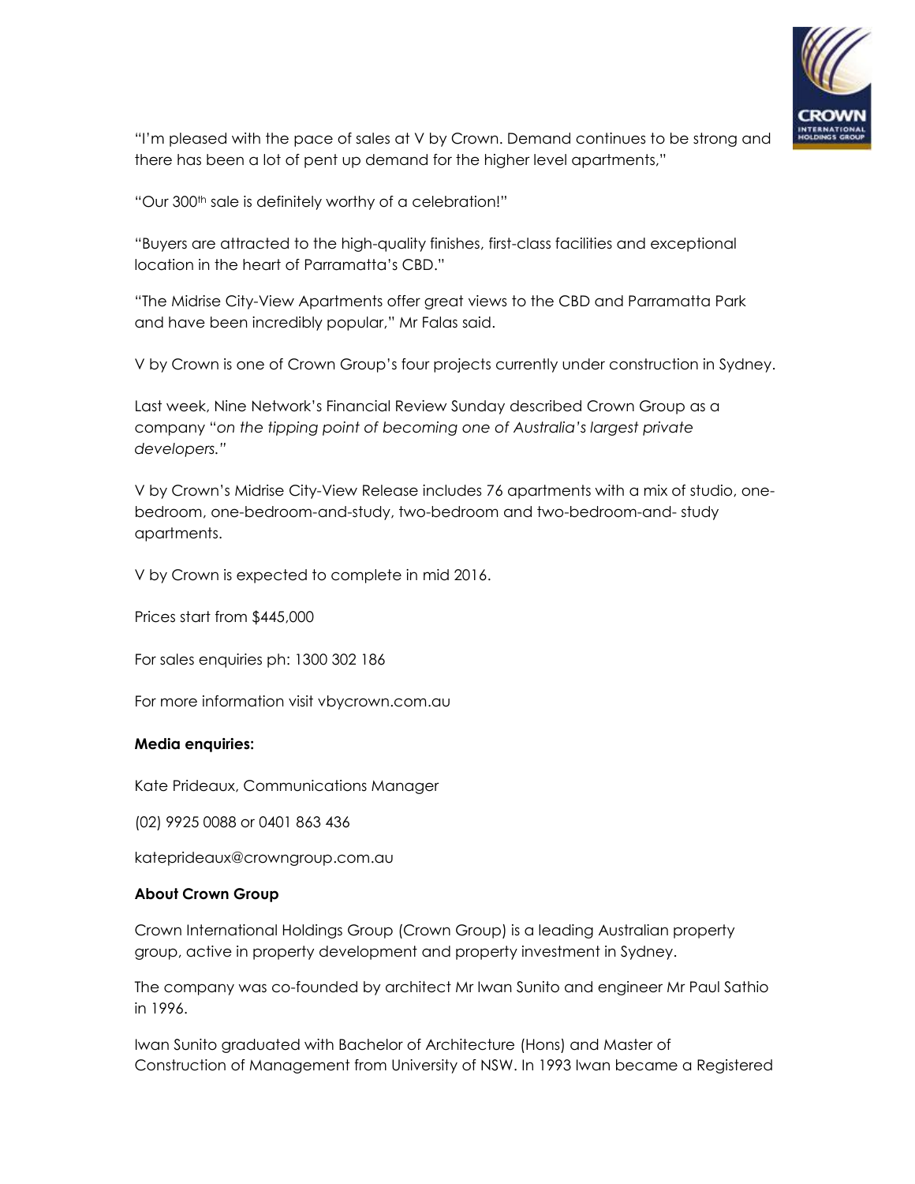"I'm pleased with the pace of sales at V by Crown. Demand continues to be strong and there has been a lot of pent up demand for the higher level apartments,"

"Our 300th sale is definitely worthy of a celebration!"

"Buyers are attracted to the high-quality finishes, first-class facilities and exceptional location in the heart of Parramatta's CBD."

"The Midrise City-View Apartments offer great views to the CBD and Parramatta Park and have been incredibly popular," Mr Falas said.

V by Crown is one of Crown Group's four projects currently under construction in Sydney.

Last week, Nine Network's Financial Review Sunday described Crown Group as a company "*on the tipping point of becoming one of Australia's largest private developers."*

V by Crown's Midrise City-View Release includes 76 apartments with a mix of studio, one-bedroom, one-bedroom-and-study, two-bedroom and two-bedroom-and- study apartments.

V by Crown is expected to complete in mid 2016.

Prices start from $445,000

For sales enquiries ph: 1300 302 186

For more information visit vbycrown.com.au

**Media enquiries:**

Kate Prideaux, Communications Manager

(02) 9925 0088 or 0401 863 436

kateprideaux@crowngroup.com.au

**About Crown Group**

Crown International Holdings Group (Crown Group) is a leading Australian property group, active in property development and property investment in Sydney.

The company was co-founded by architect Mr Iwan Sunito and engineer Mr Paul Sathio in 1996.

Iwan Sunito graduated with Bachelor of Architecture (Hons) and Master of Construction of Management from University of NSW. In 1993 Iwan became a Registered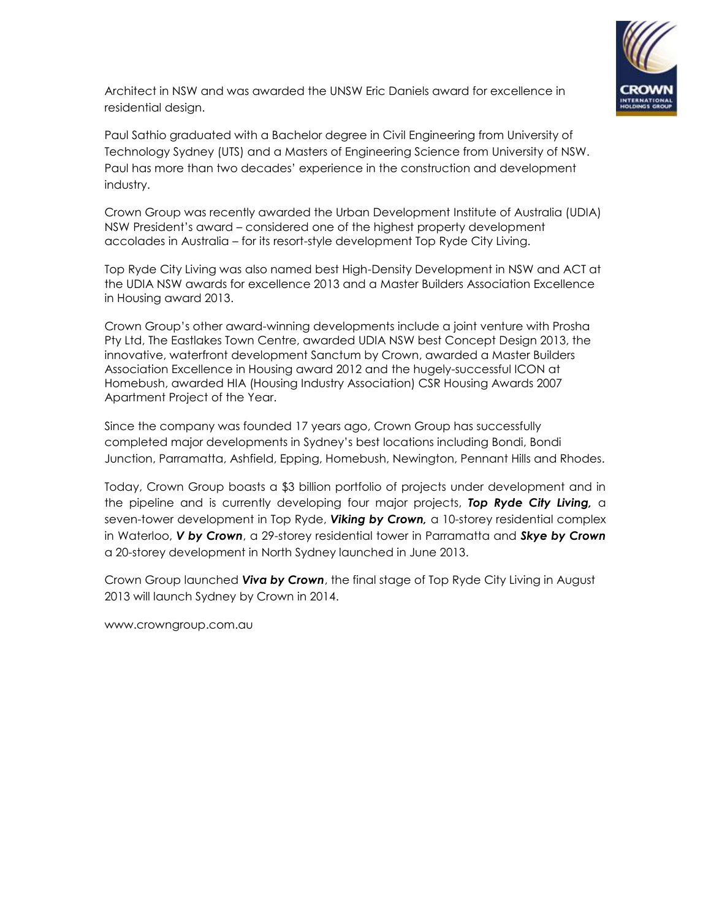Architect in NSW and was awarded the UNSW Eric Daniels award for excellence in residential design.

Paul Sathio graduated with a Bachelor degree in Civil Engineering from University of Technology Sydney (UTS) and a Masters of Engineering Science from University of NSW. Paul has more than two decades' experience in the construction and development industry.

Crown Group was recently awarded the Urban Development Institute of Australia (UDIA) NSW President's award – considered one of the highest property development accolades in Australia – for its resort-style development Top Ryde City Living.

Top Ryde City Living was also named best High-Density Development in NSW and ACT at the UDIA NSW awards for excellence 2013 and a Master Builders Association Excellence in Housing award 2013.

Crown Group's other award-winning developments include a joint venture with Prosha Pty Ltd, The Eastlakes Town Centre, awarded UDIA NSW best Concept Design 2013, the innovative, waterfront development Sanctum by Crown, awarded a Master Builders Association Excellence in Housing award 2012 and the hugely-successful ICON at Homebush, awarded HIA (Housing Industry Association) CSR Housing Awards 2007 Apartment Project of the Year.

Since the company was founded 17 years ago, Crown Group has successfully completed major developments in Sydney's best locations including Bondi, Bondi Junction, Parramatta, Ashfield, Epping, Homebush, Newington, Pennant Hills and Rhodes.

Today, Crown Group boasts a $3 billion portfolio of projects under development and in the pipeline and is currently developing four major projects, ***Top Ryde City Living,*** a seven-tower development in Top Ryde, ***Viking by Crown,*** a 10-storey residential complex in Waterloo, ***V by Crown***, a 29-storey residential tower in Parramatta and ***Skye by Crown*** a 20-storey development in North Sydney launched in June 2013.

Crown Group launched ***Viva by Crown***, the final stage of Top Ryde City Living in August 2013 will launch Sydney by Crown in 2014.

www.crowngroup.com.au